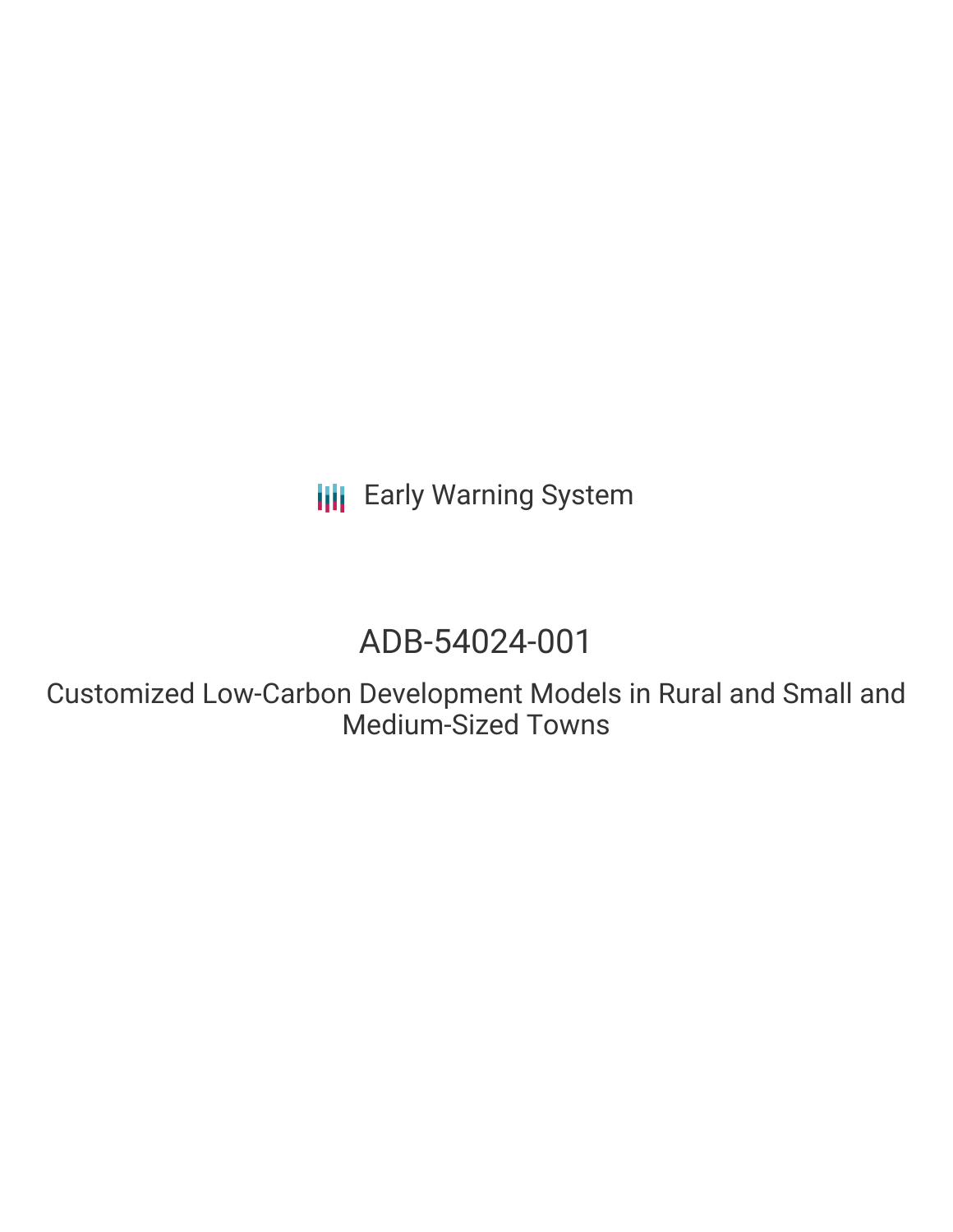Early Warning System

# ADB-54024-001

## Customized Low-Carbon Development Models in Rural and Small and Medium-Sized Towns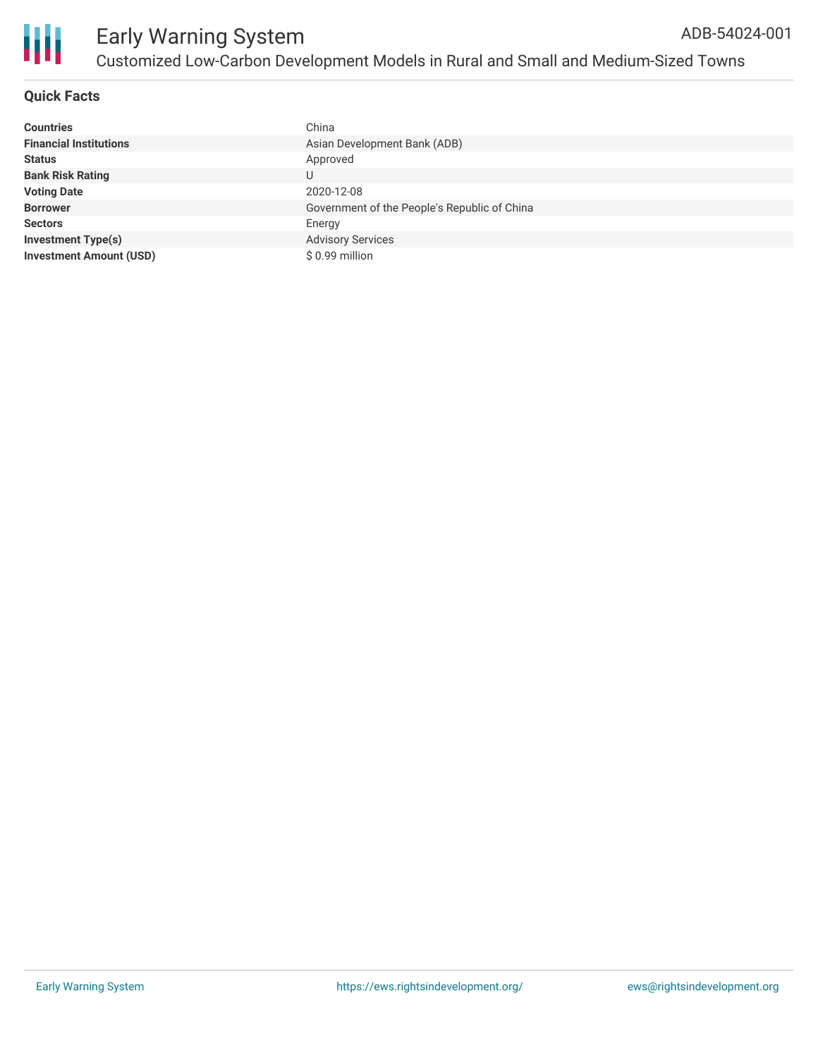## Quick Facts

| | |
|---|---|
| **Countries** | China |
| **Financial Institutions** | Asian Development Bank (ADB) |
| **Status** | Approved |
| **Bank Risk Rating** | U |
| **Voting Date** | 2020-12-08 |
| **Borrower** | Government of the People's Republic of China |
| **Sectors** | Energy |
| **Investment Type(s)** | Advisory Services |
| **Investment Amount (USD)** | $ 0.99 million |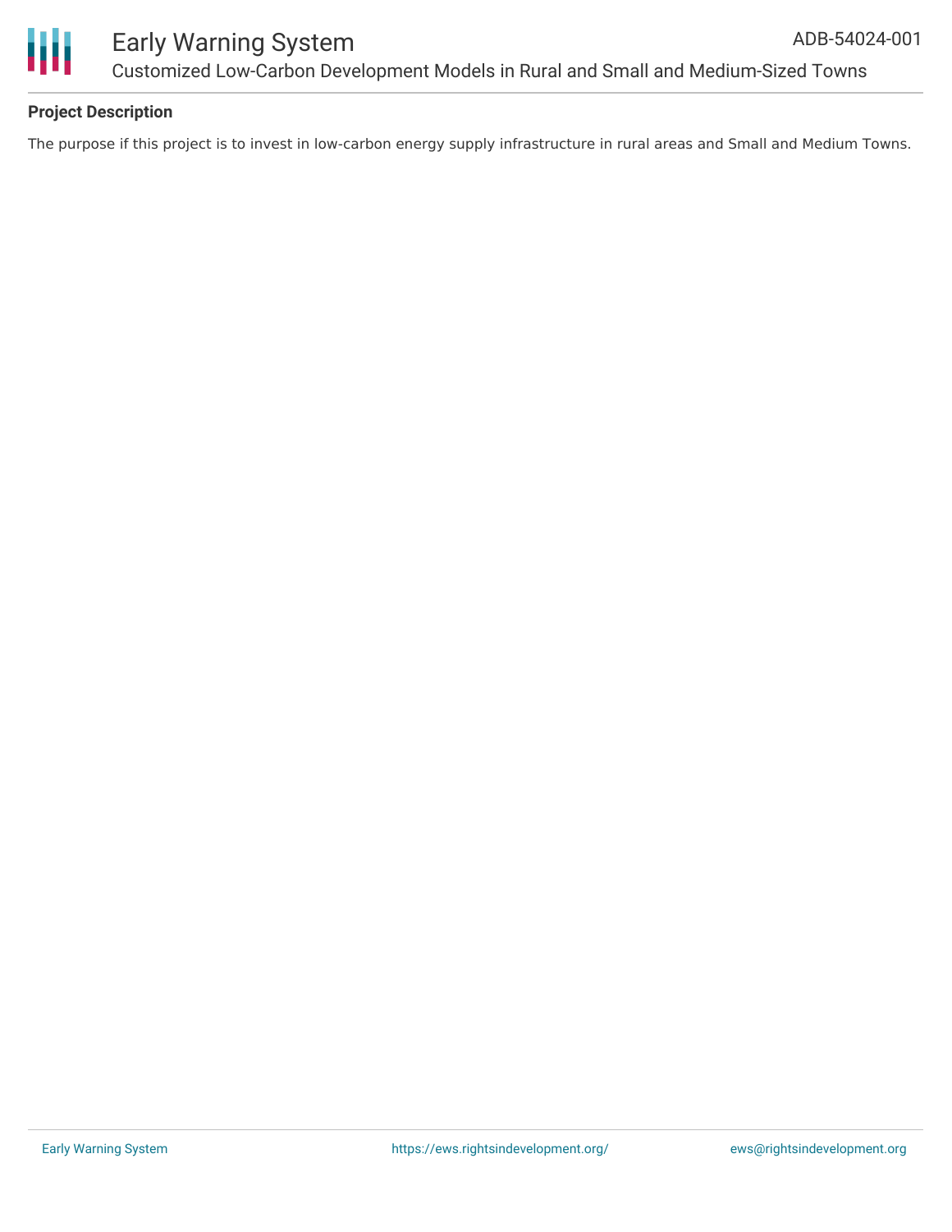## Project Description

The purpose if this project is to invest in low-carbon energy supply infrastructure in rural areas and Small and Medium Towns.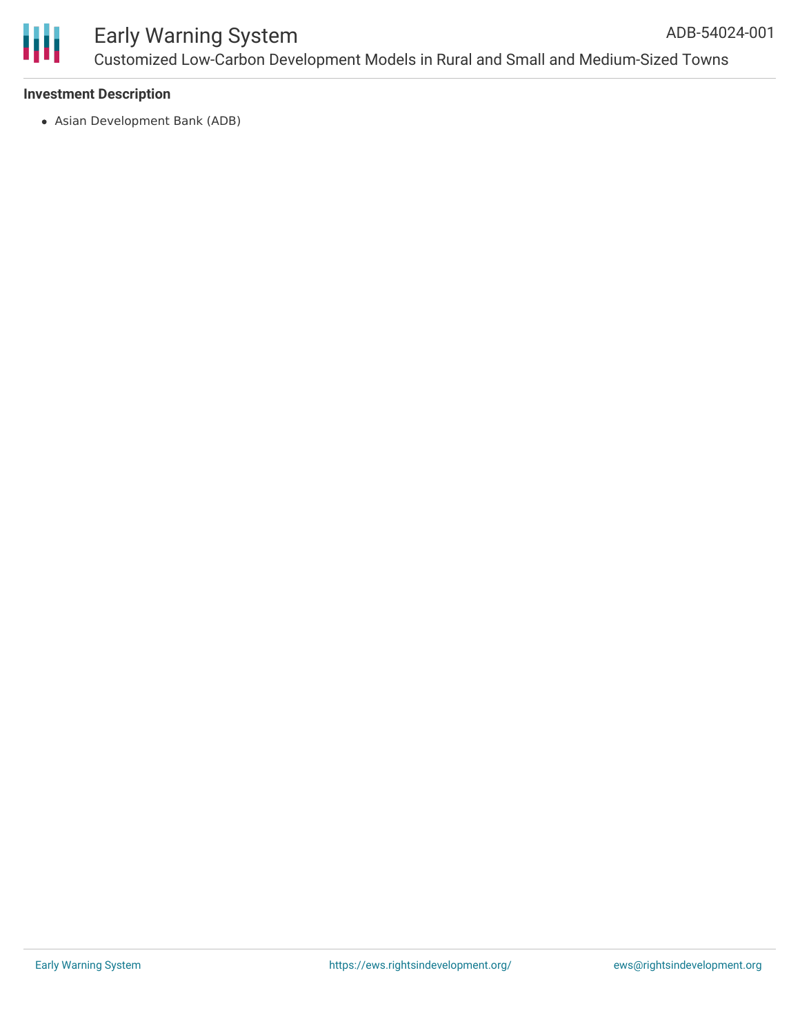**Investment Description**

- Asian Development Bank (ADB)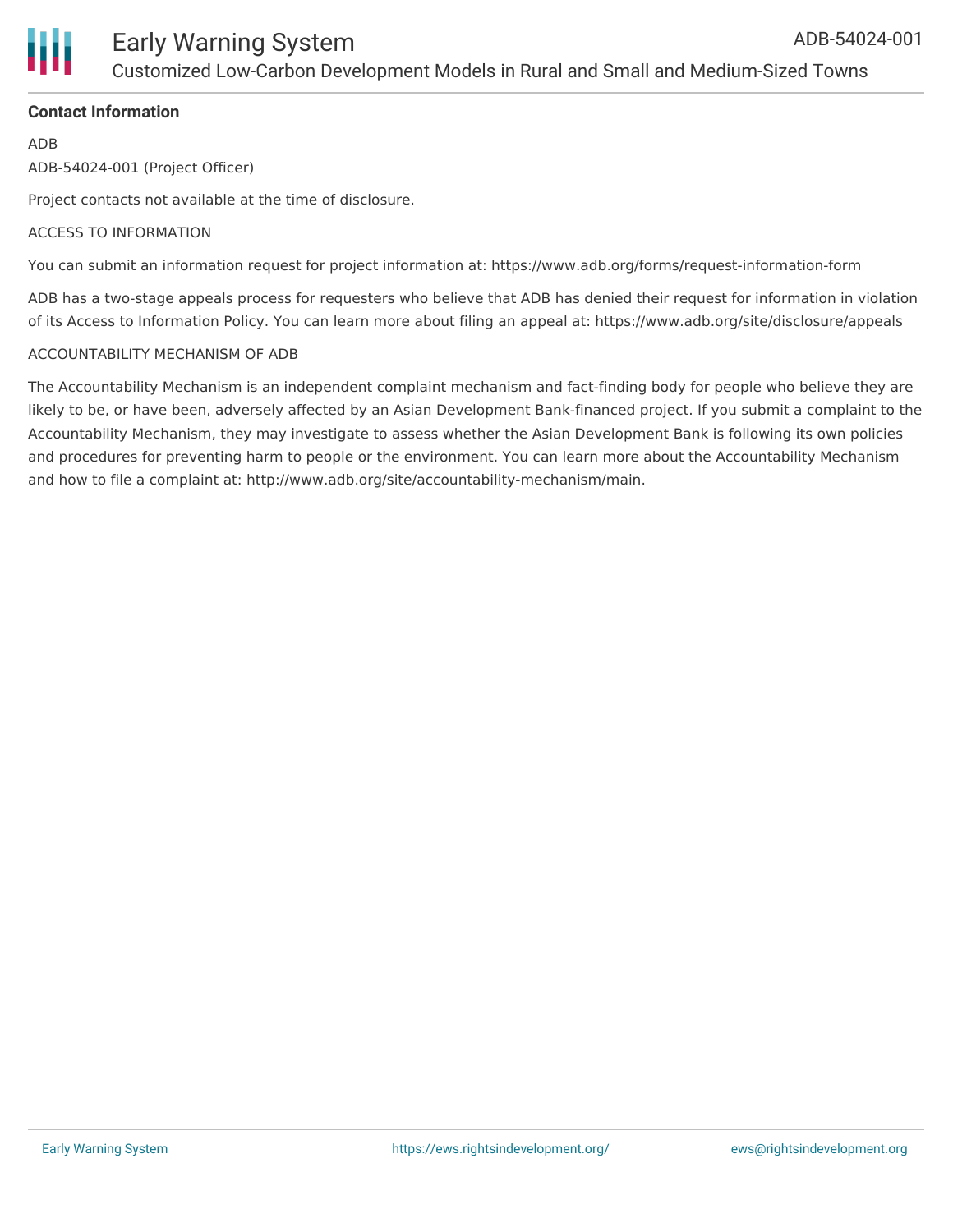**Contact Information**

ADB

ADB-54024-001 (Project Officer)

Project contacts not available at the time of disclosure.

ACCESS TO INFORMATION

You can submit an information request for project information at: https://www.adb.org/forms/request-information-form

ADB has a two-stage appeals process for requesters who believe that ADB has denied their request for information in violation of its Access to Information Policy. You can learn more about filing an appeal at: https://www.adb.org/site/disclosure/appeals

ACCOUNTABILITY MECHANISM OF ADB

The Accountability Mechanism is an independent complaint mechanism and fact-finding body for people who believe they are likely to be, or have been, adversely affected by an Asian Development Bank-financed project. If you submit a complaint to the Accountability Mechanism, they may investigate to assess whether the Asian Development Bank is following its own policies and procedures for preventing harm to people or the environment. You can learn more about the Accountability Mechanism and how to file a complaint at: http://www.adb.org/site/accountability-mechanism/main.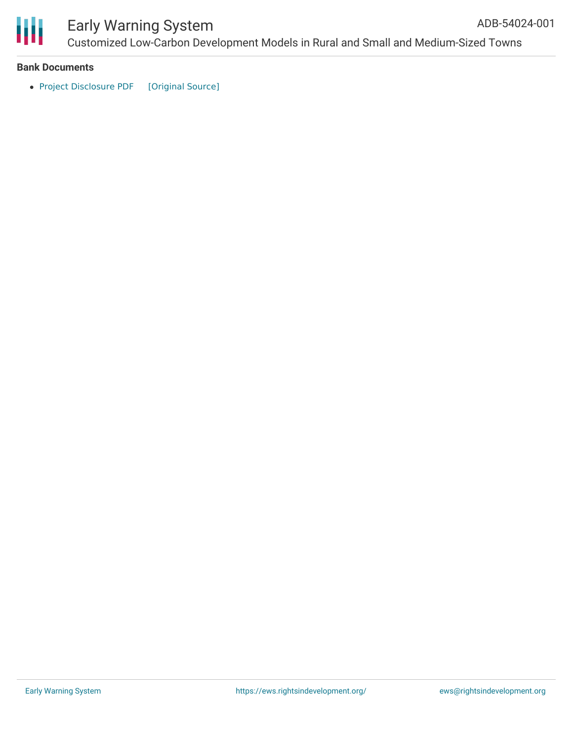**Bank Documents**

- Project Disclosure PDF [Original Source]